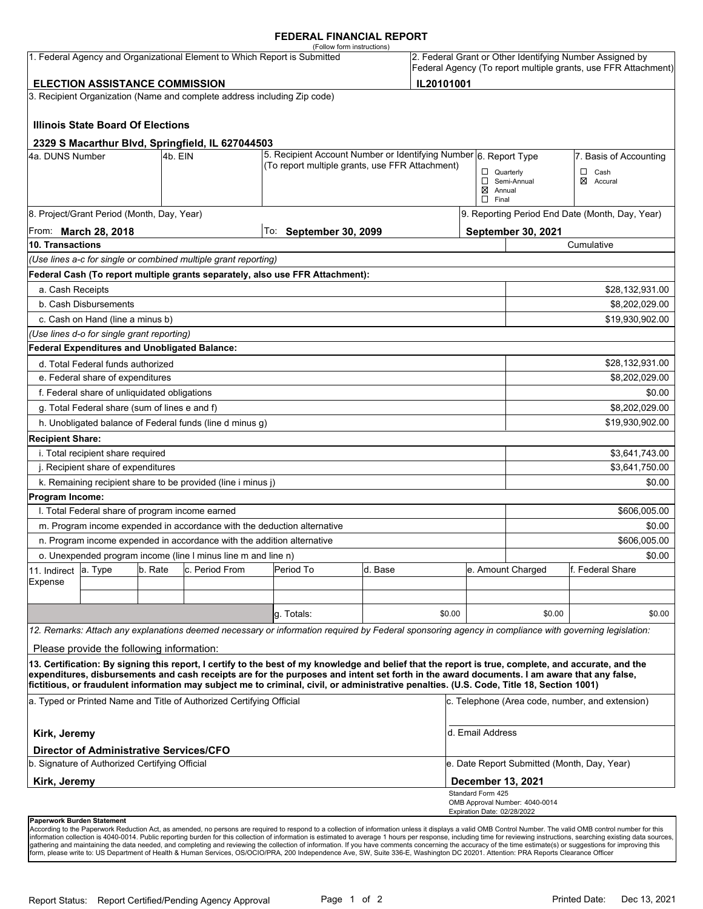# FEDERAL FINANCIAL REPORT

(Follow form instructions)

| 1. Federal Agency and Organizational Element to Which Report is Submitted | 2. Federal Grant or Other Identifying Number Assigned by Federal Agency (To report multiple grants, use FFR Attachment) |
|---|---|
| **ELECTION ASSISTANCE COMMISSION** | **IL20101001** |

**3. Recipient Organization (Name and complete address including Zip code)**

**Illinois State Board Of Elections**

**2329 S Macarthur Blvd, Springfield, IL 627044503**

| 4a. DUNS Number | 4b. EIN | 5. Recipient Account Number or Identifying Number (To report multiple grants, use FFR Attachment) | 6. Report Type | 7. Basis of Accounting |
|---|---|---|---|---|
| | | | ☐ Quarterly<br>☐ Semi-Annual<br>☒ Annual<br>☐ Final | ☐ Cash<br>☒ Accural |

| 8. Project/Grant Period (Month, Day, Year) | | 9. Reporting Period End Date (Month, Day, Year) |
|---|---|---|
| From: **March 28, 2018** | To: **September 30, 2099** | **September 30, 2021** |

| 10. Transactions | Cumulative |
|---|---|
| *(Use lines a-c for single or combined multiple grant reporting)* | |
| **Federal Cash (To report multiple grants separately, also use FFR Attachment):** | |
| a. Cash Receipts | $28,132,931.00 |
| b. Cash Disbursements | $8,202,029.00 |
| c. Cash on Hand (line a minus b) | $19,930,902.00 |
| *(Use lines d-o for single grant reporting)* | |
| **Federal Expenditures and Unobligated Balance:** | |
| d. Total Federal funds authorized | $28,132,931.00 |
| e. Federal share of expenditures | $8,202,029.00 |
| f. Federal share of unliquidated obligations | $0.00 |
| g. Total Federal share (sum of lines e and f) | $8,202,029.00 |
| h. Unobligated balance of Federal funds (line d minus g) | $19,930,902.00 |
| **Recipient Share:** | |
| i. Total recipient share required | $3,641,743.00 |
| j. Recipient share of expenditures | $3,641,750.00 |
| k. Remaining recipient share to be provided (line i minus j) | $0.00 |
| **Program Income:** | |
| l. Total Federal share of program income earned | $606,005.00 |
| m. Program income expended in accordance with the deduction alternative | $0.00 |
| n. Program income expended in accordance with the addition alternative | $606,005.00 |
| o. Unexpended program income (line l minus line m and line n) | $0.00 |

| 11. Indirect Expense | a. Type | b. Rate | c. Period From | Period To | d. Base | e. Amount Charged | f. Federal Share |
|---|---|---|---|---|---|---|---|
| | | | | | | | |
| | | | | | | | |
| | | | | g. Totals: | $0.00 | $0.00 | $0.00 |

*12. Remarks: Attach any explanations deemed necessary or information required by Federal sponsoring agency in compliance with governing legislation:*

Please provide the following information:

**13. Certification: By signing this report, I certify to the best of my knowledge and belief that the report is true, complete, and accurate, and the expenditures, disbursements and cash receipts are for the purposes and intent set forth in the award documents. I am aware that any false, fictitious, or fraudulent information may subject me to criminal, civil, or administrative penalties. (U.S. Code, Title 18, Section 1001)**

| a. Typed or Printed Name and Title of Authorized Certifying Official | c. Telephone (Area code, number, and extension) |
|---|---|
| **Kirk, Jeremy**<br>**Director of Administrative Services/CFO** | d. Email Address |
| **b. Signature of Authorized Certifying Official** | **e. Date Report Submitted (Month, Day, Year)** |
| **Kirk, Jeremy** | **December 13, 2021** |

Standard Form 425
OMB Approval Number: 4040-0014
Expiration Date: 02/28/2022

**Paperwork Burden Statement**

According to the Paperwork Reduction Act, as amended, no persons are required to respond to a collection of information unless it displays a valid OMB Control Number. The valid OMB control number for this information collection is 4040-0014. Public reporting burden for this collection of information is estimated to average 1 hours per response, including time for reviewing instructions, searching existing data sources, gathering and maintaining the data needed, and completing and reviewing the collection of information. If you have comments concerning the accuracy of the time estimate(s) or suggestions for improving this form, please write to: US Department of Health & Human Services, OS/OCIO/PRA, 200 Independence Ave, SW, Suite 336-E, Washington DC 20201. Attention: PRA Reports Clearance Officer

Report Status: Report Certified/Pending Agency Approval

Printed Date: Dec 13, 2021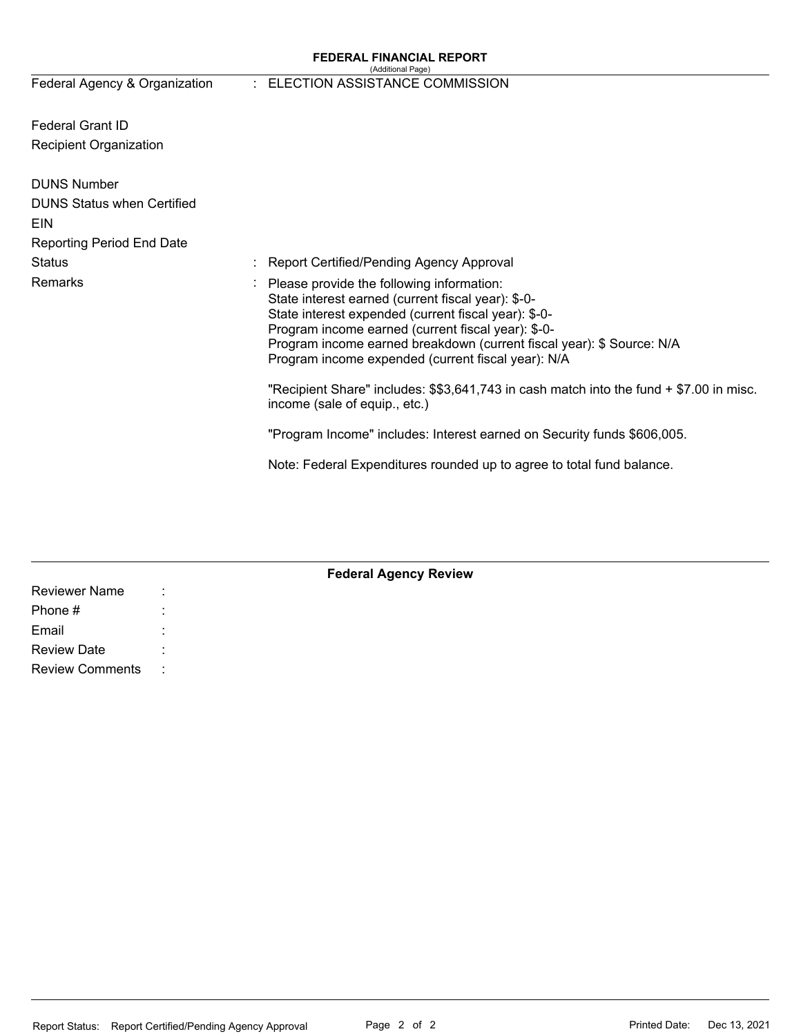# FEDERAL FINANCIAL REPORT

(Additional Page)

| | | |
|---|---|---|
| Federal Agency & Organization | : | ELECTION ASSISTANCE COMMISSION |
| Federal Grant ID | | |
| Recipient Organization | | |
| DUNS Number | | |
| DUNS Status when Certified | | |
| EIN | | |
| Reporting Period End Date | | |
| Status | : | Report Certified/Pending Agency Approval |
| Remarks | : | Please provide the following information:<br>State interest earned (current fiscal year): $-0-<br>State interest expended (current fiscal year): $-0-<br>Program income earned (current fiscal year): $-0-<br>Program income earned breakdown (current fiscal year): $ Source: N/A<br>Program income expended (current fiscal year): N/A<br><br>"Recipient Share" includes: $$3,641,743 in cash match into the fund + $7.00 in misc. income (sale of equip., etc.)<br><br>"Program Income" includes: Interest earned on Security funds $606,005.<br><br>Note: Federal Expenditures rounded up to agree to total fund balance. |

## Federal Agency Review

| | | |
|---|---|---|
| Reviewer Name | : | |
| Phone # | : | |
| Email | : | |
| Review Date | : | |
| Review Comments | : | |

Report Status: Report Certified/Pending Agency Approval

Printed Date: Dec 13, 2021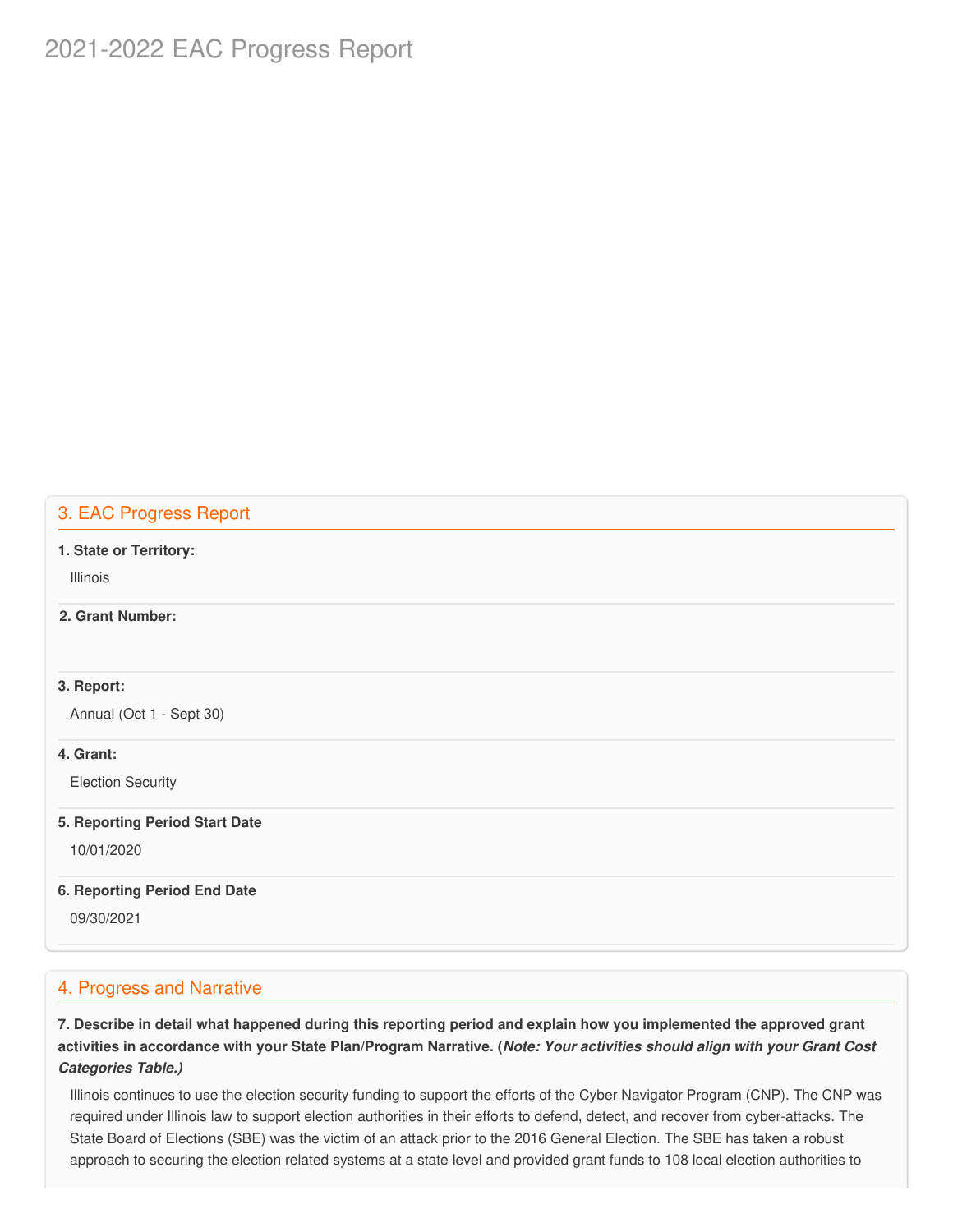# 2021-2022 EAC Progress Report

## 3. EAC Progress Report

**1. State or Territory:**

Illinois

**2. Grant Number:**

**3. Report:**

Annual (Oct 1 - Sept 30)

**4. Grant:**

Election Security

**5. Reporting Period Start Date**

10/01/2020

**6. Reporting Period End Date**

09/30/2021

## 4. Progress and Narrative

**7. Describe in detail what happened during this reporting period and explain how you implemented the approved grant activities in accordance with your State Plan/Program Narrative. (*Note: Your activities should align with your Grant Cost Categories Table.)***

Illinois continues to use the election security funding to support the efforts of the Cyber Navigator Program (CNP). The CNP was required under Illinois law to support election authorities in their efforts to defend, detect, and recover from cyber-attacks. The State Board of Elections (SBE) was the victim of an attack prior to the 2016 General Election. The SBE has taken a robust approach to securing the election related systems at a state level and provided grant funds to 108 local election authorities to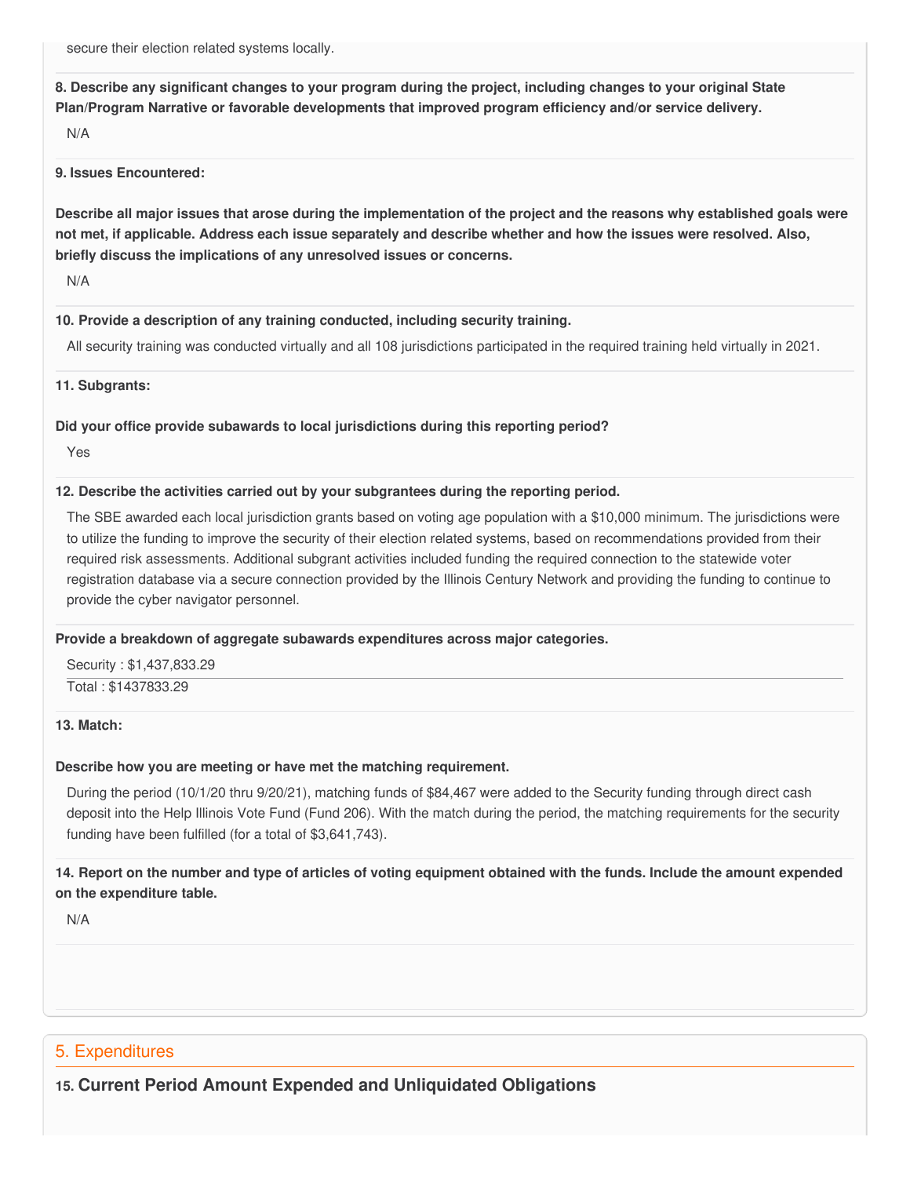secure their election related systems locally.

**8. Describe any significant changes to your program during the project, including changes to your original State Plan/Program Narrative or favorable developments that improved program efficiency and/or service delivery.**

N/A

**9. Issues Encountered:**

**Describe all major issues that arose during the implementation of the project and the reasons why established goals were not met, if applicable. Address each issue separately and describe whether and how the issues were resolved. Also, briefly discuss the implications of any unresolved issues or concerns.**

N/A

**10. Provide a description of any training conducted, including security training.**

All security training was conducted virtually and all 108 jurisdictions participated in the required training held virtually in 2021.

**11. Subgrants:**

**Did your office provide subawards to local jurisdictions during this reporting period?**

Yes

**12. Describe the activities carried out by your subgrantees during the reporting period.**

The SBE awarded each local jurisdiction grants based on voting age population with a $10,000 minimum. The jurisdictions were to utilize the funding to improve the security of their election related systems, based on recommendations provided from their required risk assessments. Additional subgrant activities included funding the required connection to the statewide voter registration database via a secure connection provided by the Illinois Century Network and providing the funding to continue to provide the cyber navigator personnel.

**Provide a breakdown of aggregate subawards expenditures across major categories.**

Security : $1,437,833.29

Total : $1437833.29

**13. Match:**

**Describe how you are meeting or have met the matching requirement.**

During the period (10/1/20 thru 9/20/21), matching funds of $84,467 were added to the Security funding through direct cash deposit into the Help Illinois Vote Fund (Fund 206). With the match during the period, the matching requirements for the security funding have been fulfilled (for a total of $3,641,743).

**14. Report on the number and type of articles of voting equipment obtained with the funds. Include the amount expended on the expenditure table.**

N/A

## 5. Expenditures

### 15. Current Period Amount Expended and Unliquidated Obligations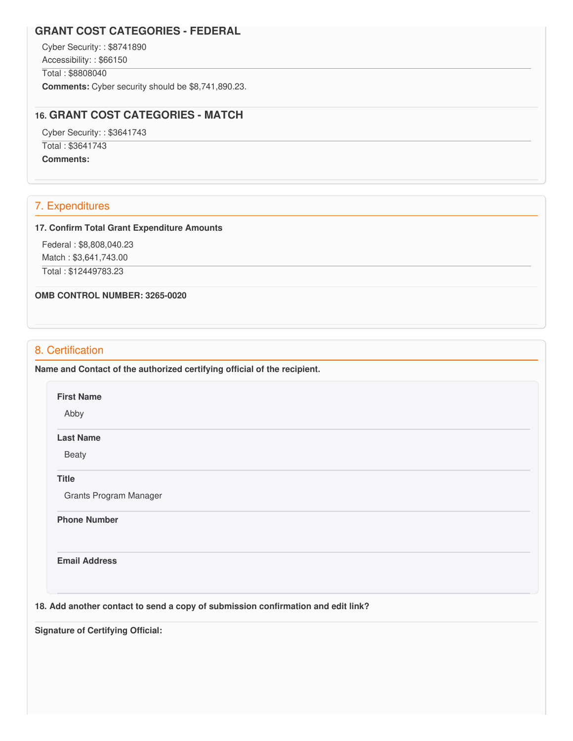### GRANT COST CATEGORIES - FEDERAL

Cyber Security: : $8741890

Accessibility: : $66150

Total : $8808040

**Comments:** Cyber security should be $8,741,890.23.

### 16. GRANT COST CATEGORIES - MATCH

Cyber Security: : $3641743

Total : $3641743

**Comments:**

## 7. Expenditures

**17. Confirm Total Grant Expenditure Amounts**

Federal : $8,808,040.23

Match : $3,641,743.00

Total : $12449783.23

**OMB CONTROL NUMBER: 3265-0020**

## 8. Certification

**Name and Contact of the authorized certifying official of the recipient.**

**First Name**

Abby

**Last Name**

Beaty

**Title**

Grants Program Manager

**Phone Number**

**Email Address**

**18. Add another contact to send a copy of submission confirmation and edit link?**

**Signature of Certifying Official:**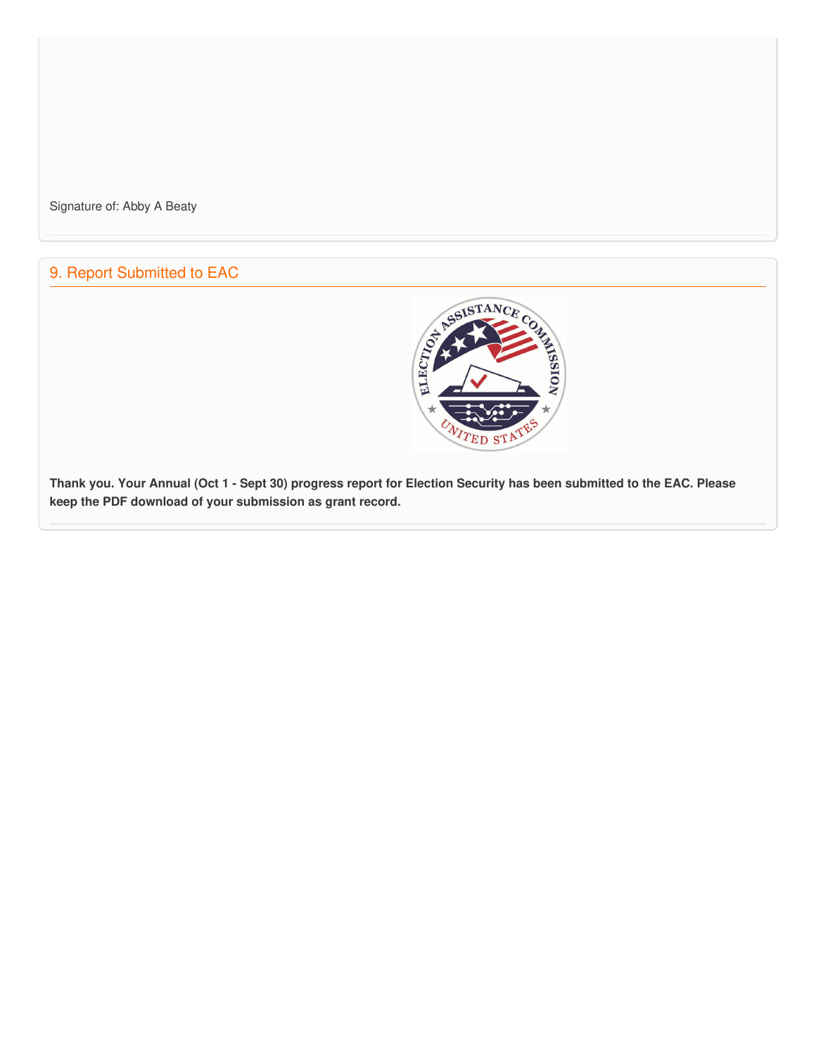Signature of: Abby A Beaty

## 9. Report Submitted to EAC

**Thank you. Your Annual (Oct 1 - Sept 30) progress report for Election Security has been submitted to the EAC. Please keep the PDF download of your submission as grant record.**